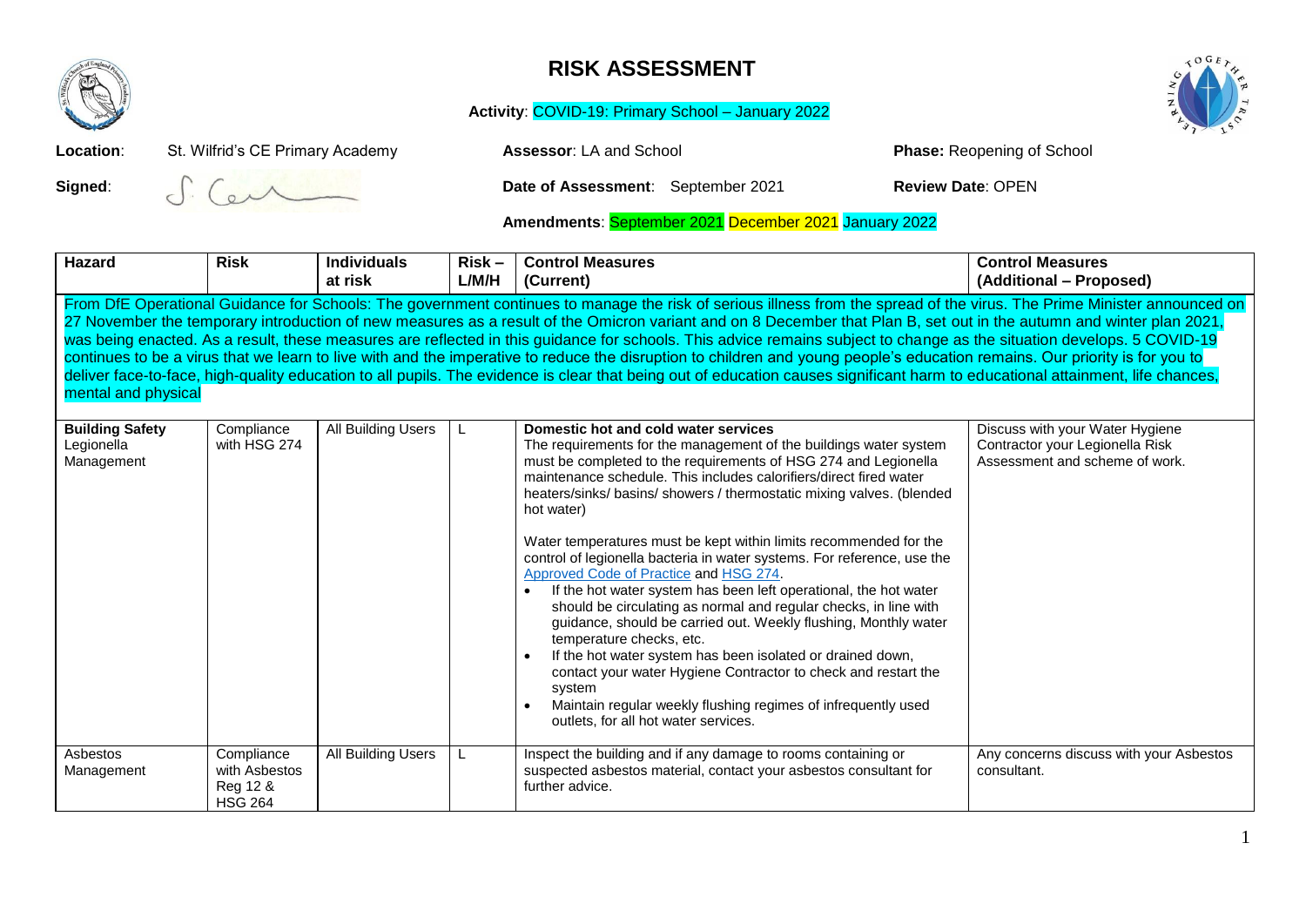# RISK ASSESSMENT

**Activity**: COVID-19: Primary School – January 2022

**Location**: St. Wilfrid's CE Primary Academy

**Assessor**: LA and School

**Phase:** Reopening of School

**Signed**:

**Date of Assessment**: September 2021

**Review Date**: OPEN

**Amendments**: September 2021 December 2021 January 2022

| Hazard | Risk | Individuals at risk | Risk – L/M/H | Control Measures (Current) | Control Measures (Additional – Proposed) |
|---|---|---|---|---|---|
| From DfE Operational Guidance for Schools: The government continues to manage the risk of serious illness from the spread of the virus. The Prime Minister announced on 27 November the temporary introduction of new measures as a result of the Omicron variant and on 8 December that Plan B, set out in the autumn and winter plan 2021, was being enacted. As a result, these measures are reflected in this guidance for schools. This advice remains subject to change as the situation develops. 5 COVID-19 continues to be a virus that we learn to live with and the imperative to reduce the disruption to children and young people's education remains. Our priority is for you to deliver face-to-face, high-quality education to all pupils. The evidence is clear that being out of education causes significant harm to educational attainment, life chances, mental and physical | | | | | |
| **Building Safety** Legionella Management | Compliance with HSG 274 | All Building Users | L | **Domestic hot and cold water services**<br>The requirements for the management of the buildings water system must be completed to the requirements of HSG 274 and Legionella maintenance schedule. This includes calorifiers/direct fired water heaters/sinks/ basins/ showers / thermostatic mixing valves. (blended hot water)<br><br>Water temperatures must be kept within limits recommended for the control of legionella bacteria in water systems. For reference, use the Approved Code of Practice and HSG 274.<br>• If the hot water system has been left operational, the hot water should be circulating as normal and regular checks, in line with guidance, should be carried out. Weekly flushing, Monthly water temperature checks, etc.<br>• If the hot water system has been isolated or drained down, contact your water Hygiene Contractor to check and restart the system<br>• Maintain regular weekly flushing regimes of infrequently used outlets, for all hot water services. | Discuss with your Water Hygiene Contractor your Legionella Risk Assessment and scheme of work. |
| Asbestos Management | Compliance with Asbestos Reg 12 & HSG 264 | All Building Users | L | Inspect the building and if any damage to rooms containing or suspected asbestos material, contact your asbestos consultant for further advice. | Any concerns discuss with your Asbestos consultant. |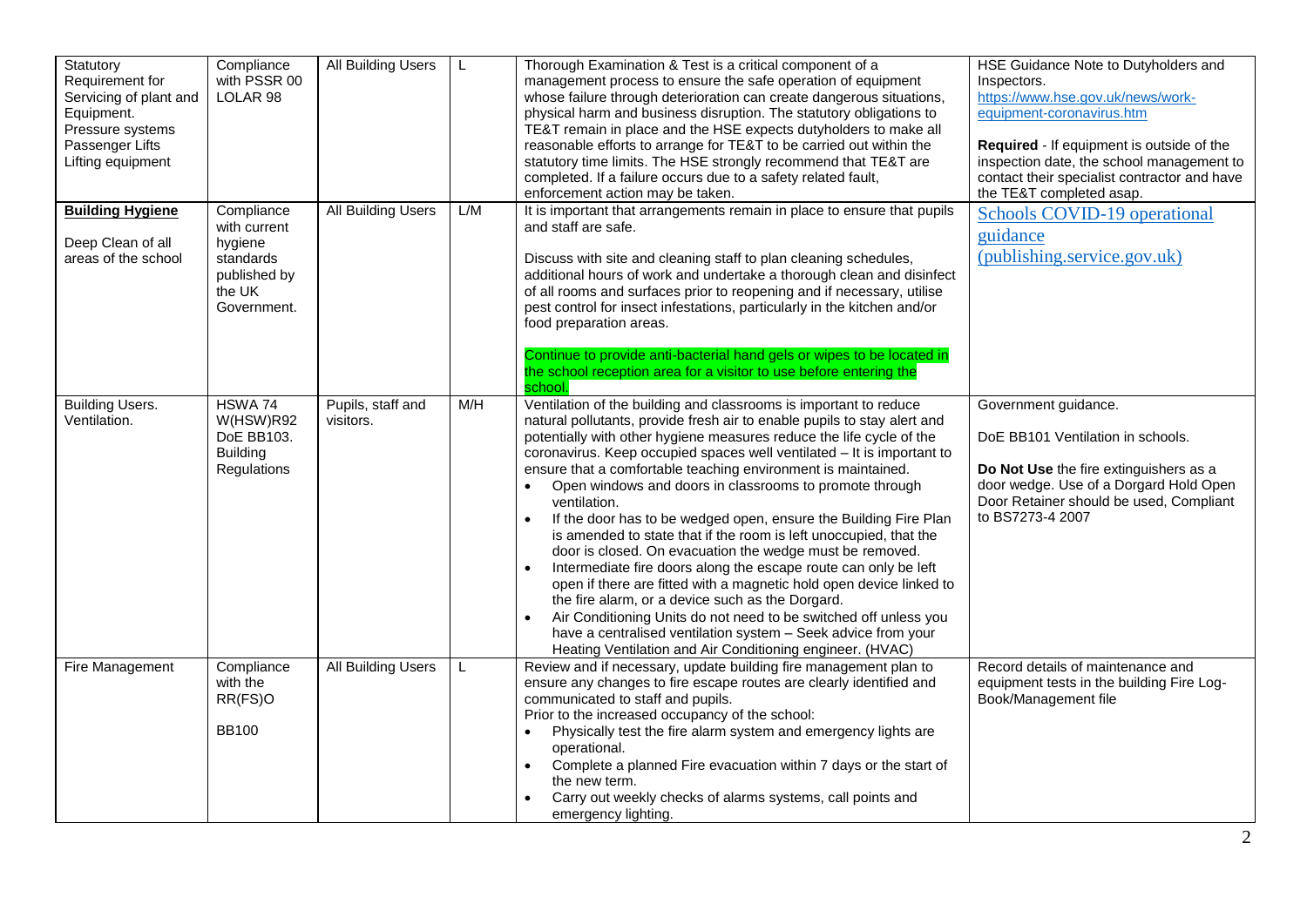| Statutory Requirement for Servicing of plant and Equipment. Pressure systems Passenger Lifts Lifting equipment | Compliance with PSSR 00 LOLAR 98 | All Building Users | L | Thorough Examination & Test is a critical component of a management process to ensure the safe operation of equipment whose failure through deterioration can create dangerous situations, physical harm and business disruption. The statutory obligations to TE&T remain in place and the HSE expects dutyholders to make all reasonable efforts to arrange for TE&T to be carried out within the statutory time limits. The HSE strongly recommend that TE&T are completed. If a failure occurs due to a safety related fault, enforcement action may be taken. | HSE Guidance Note to Dutyholders and Inspectors. https://www.hse.gov.uk/news/work-equipment-coronavirus.htm<br><br>**Required** - If equipment is outside of the inspection date, the school management to contact their specialist contractor and have the TE&T completed asap. |
|---|---|---|---|---|---|
| **Building Hygiene**<br><br>Deep Clean of all areas of the school | Compliance with current hygiene standards published by the UK Government. | All Building Users | L/M | It is important that arrangements remain in place to ensure that pupils and staff are safe.<br><br>Discuss with site and cleaning staff to plan cleaning schedules, additional hours of work and undertake a thorough clean and disinfect of all rooms and surfaces prior to reopening and if necessary, utilise pest control for insect infestations, particularly in the kitchen and/or food preparation areas.<br><br>Continue to provide anti-bacterial hand gels or wipes to be located in the school reception area for a visitor to use before entering the school. | Schools COVID-19 operational guidance (publishing.service.gov.uk) |
| Building Users. Ventilation. | HSWA 74 W(HSW)R92 DoE BB103. Building Regulations | Pupils, staff and visitors. | M/H | Ventilation of the building and classrooms is important to reduce natural pollutants, provide fresh air to enable pupils to stay alert and potentially with other hygiene measures reduce the life cycle of the coronavirus. Keep occupied spaces well ventilated – It is important to ensure that a comfortable teaching environment is maintained.<br>• Open windows and doors in classrooms to promote through ventilation.<br>• If the door has to be wedged open, ensure the Building Fire Plan is amended to state that if the room is left unoccupied, that the door is closed. On evacuation the wedge must be removed.<br>• Intermediate fire doors along the escape route can only be left open if there are fitted with a magnetic hold open device linked to the fire alarm, or a device such as the Dorgard.<br>• Air Conditioning Units do not need to be switched off unless you have a centralised ventilation system – Seek advice from your Heating Ventilation and Air Conditioning engineer. (HVAC) | Government guidance.<br><br>DoE BB101 Ventilation in schools.<br><br>**Do Not Use** the fire extinguishers as a door wedge. Use of a Dorgard Hold Open Door Retainer should be used, Compliant to BS7273-4 2007 |
| Fire Management | Compliance with the RR(FS)O<br><br>BB100 | All Building Users | L | Review and if necessary, update building fire management plan to ensure any changes to fire escape routes are clearly identified and communicated to staff and pupils.<br>Prior to the increased occupancy of the school:<br>• Physically test the fire alarm system and emergency lights are operational.<br>• Complete a planned Fire evacuation within 7 days or the start of the new term.<br>• Carry out weekly checks of alarms systems, call points and emergency lighting. | Record details of maintenance and equipment tests in the building Fire Log-Book/Management file |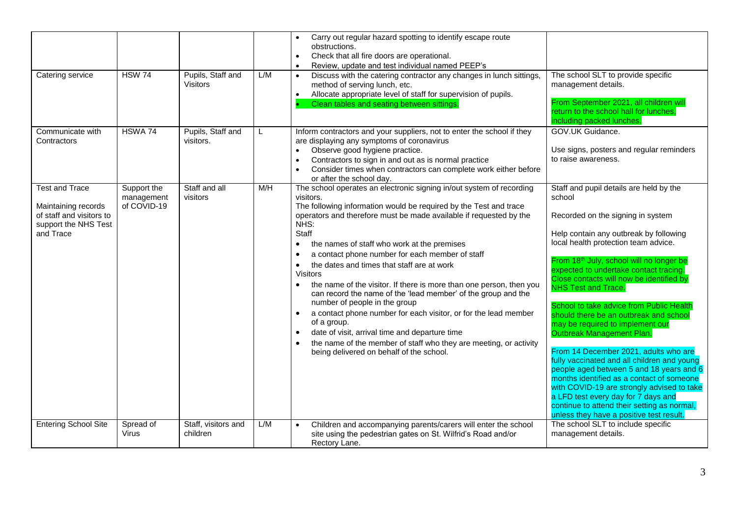| | | | | • Carry out regular hazard spotting to identify escape route obstructions.<br>• Check that all fire doors are operational.<br>• Review, update and test individual named PEEP's | |
|---|---|---|---|---|---|
| Catering service | HSW 74 | Pupils, Staff and Visitors | L/M | • Discuss with the catering contractor any changes in lunch sittings, method of serving lunch, etc.<br>• Allocate appropriate level of staff for supervision of pupils.<br>• Clean tables and seating between sittings. | The school SLT to provide specific management details.<br><br>From September 2021, all children will return to the school hall for lunches, including packed lunches. |
| Communicate with Contractors | HSWA 74 | Pupils, Staff and visitors. | L | Inform contractors and your suppliers, not to enter the school if they are displaying any symptoms of coronavirus<br>• Observe good hygiene practice.<br>• Contractors to sign in and out as is normal practice<br>• Consider times when contractors can complete work either before or after the school day. | GOV.UK Guidance.<br><br>Use signs, posters and regular reminders to raise awareness. |
| Test and Trace<br><br>Maintaining records of staff and visitors to support the NHS Test and Trace | Support the management of COVID-19 | Staff and all visitors | M/H | The school operates an electronic signing in/out system of recording visitors.<br>The following information would be required by the Test and trace operators and therefore must be made available if requested by the NHS:<br>Staff<br>• the names of staff who work at the premises<br>• a contact phone number for each member of staff<br>• the dates and times that staff are at work<br>Visitors<br>• the name of the visitor. If there is more than one person, then you can record the name of the 'lead member' of the group and the number of people in the group<br>• a contact phone number for each visitor, or for the lead member of a group.<br>• date of visit, arrival time and departure time<br>• the name of the member of staff who they are meeting, or activity being delivered on behalf of the school. | Staff and pupil details are held by the school<br><br>Recorded on the signing in system<br><br>Help contain any outbreak by following local health protection team advice.<br><br>From 18th July, school will no longer be expected to undertake contact tracing. Close contacts will now be identified by NHS Test and Trace.<br><br>School to take advice from Public Health should there be an outbreak and school may be required to implement our Outbreak Management Plan.<br><br>From 14 December 2021, adults who are fully vaccinated and all children and young people aged between 5 and 18 years and 6 months identified as a contact of someone with COVID-19 are strongly advised to take a LFD test every day for 7 days and continue to attend their setting as normal, unless they have a positive test result. |
| Entering School Site | Spread of Virus | Staff, visitors and children | L/M | • Children and accompanying parents/carers will enter the school site using the pedestrian gates on St. Wilfrid's Road and/or Rectory Lane. | The school SLT to include specific management details. |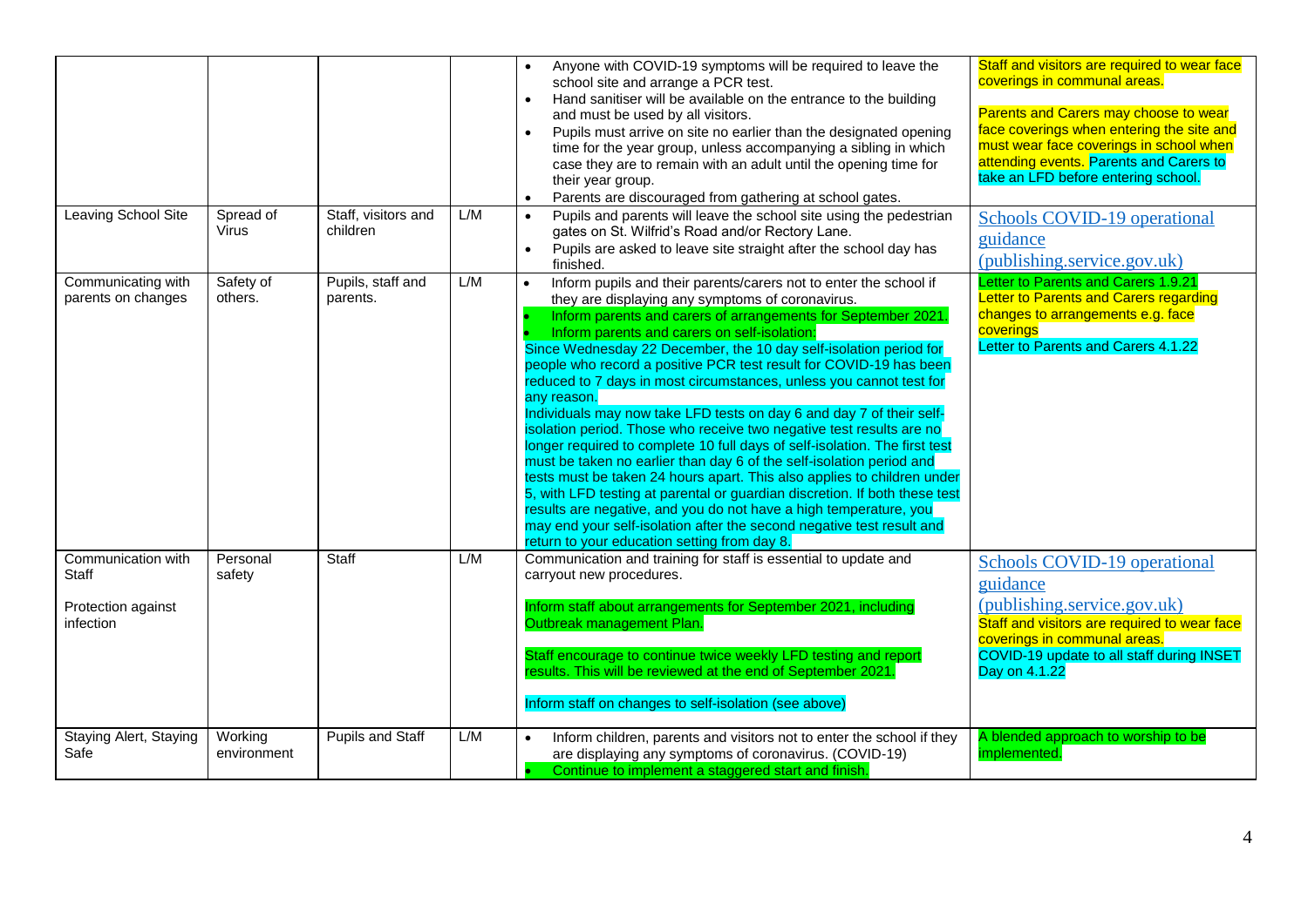| | | | | • Anyone with COVID-19 symptoms will be required to leave the school site and arrange a PCR test.<br>• Hand sanitiser will be available on the entrance to the building and must be used by all visitors.<br>• Pupils must arrive on site no earlier than the designated opening time for the year group, unless accompanying a sibling in which case they are to remain with an adult until the opening time for their year group.<br>• Parents are discouraged from gathering at school gates. | Staff and visitors are required to wear face coverings in communal areas.<br><br>Parents and Carers may choose to wear face coverings when entering the site and must wear face coverings in school when attending events. Parents and Carers to take an LFD before entering school. |
|---|---|---|---|---|---|
| Leaving School Site | Spread of Virus | Staff, visitors and children | L/M | • Pupils and parents will leave the school site using the pedestrian gates on St. Wilfrid's Road and/or Rectory Lane.<br>• Pupils are asked to leave site straight after the school day has finished. | Schools COVID-19 operational guidance (publishing.service.gov.uk) |
| Communicating with parents on changes | Safety of others. | Pupils, staff and parents. | L/M | • Inform pupils and their parents/carers not to enter the school if they are displaying any symptoms of coronavirus.<br>• Inform parents and carers of arrangements for September 2021.<br>• Inform parents and carers on self-isolation:<br>Since Wednesday 22 December, the 10 day self-isolation period for people who record a positive PCR test result for COVID-19 has been reduced to 7 days in most circumstances, unless you cannot test for any reason.<br>Individuals may now take LFD tests on day 6 and day 7 of their self-isolation period. Those who receive two negative test results are no longer required to complete 10 full days of self-isolation. The first test must be taken no earlier than day 6 of the self-isolation period and tests must be taken 24 hours apart. This also applies to children under 5, with LFD testing at parental or guardian discretion. If both these test results are negative, and you do not have a high temperature, you may end your self-isolation after the second negative test result and return to your education setting from day 8. | Letter to Parents and Carers 1.9.21<br>Letter to Parents and Carers regarding changes to arrangements e.g. face coverings<br>Letter to Parents and Carers 4.1.22 |
| Communication with Staff<br><br>Protection against infection | Personal safety | Staff | L/M | Communication and training for staff is essential to update and carryout new procedures.<br><br>Inform staff about arrangements for September 2021, including Outbreak management Plan.<br><br>Staff encourage to continue twice weekly LFD testing and report results. This will be reviewed at the end of September 2021.<br><br>Inform staff on changes to self-isolation (see above) | Schools COVID-19 operational guidance (publishing.service.gov.uk)<br>Staff and visitors are required to wear face coverings in communal areas.<br>COVID-19 update to all staff during INSET Day on 4.1.22 |
| Staying Alert, Staying Safe | Working environment | Pupils and Staff | L/M | • Inform children, parents and visitors not to enter the school if they are displaying any symptoms of coronavirus. (COVID-19)<br>• Continue to implement a staggered start and finish. | A blended approach to worship to be implemented. |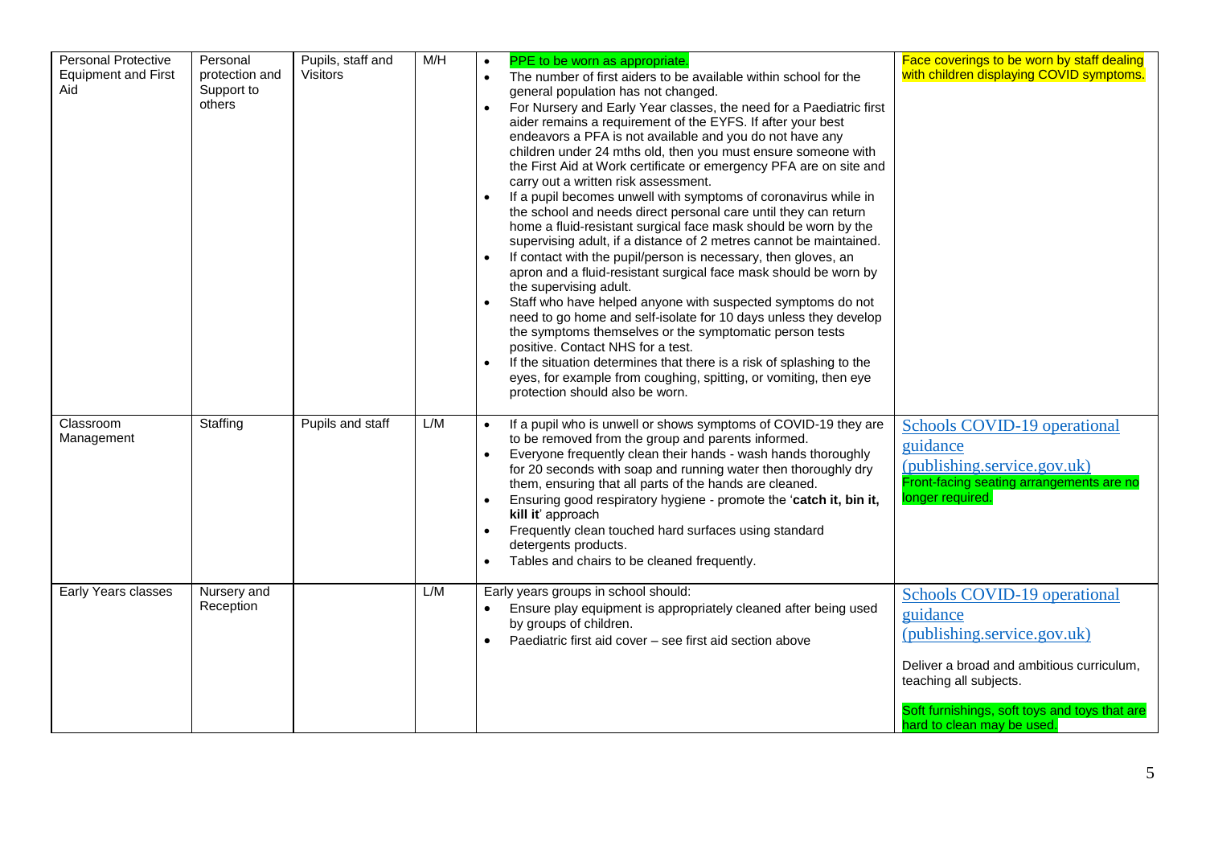| Personal Protective Equipment and First Aid | Personal protection and Support to others | Pupils, staff and Visitors | M/H | • PPE to be worn as appropriate.<br>• The number of first aiders to be available within school for the general population has not changed.<br>• For Nursery and Early Year classes, the need for a Paediatric first aider remains a requirement of the EYFS. If after your best endeavors a PFA is not available and you do not have any children under 24 mths old, then you must ensure someone with the First Aid at Work certificate or emergency PFA are on site and carry out a written risk assessment.<br>• If a pupil becomes unwell with symptoms of coronavirus while in the school and needs direct personal care until they can return home a fluid-resistant surgical face mask should be worn by the supervising adult, if a distance of 2 metres cannot be maintained.<br>• If contact with the pupil/person is necessary, then gloves, an apron and a fluid-resistant surgical face mask should be worn by the supervising adult.<br>• Staff who have helped anyone with suspected symptoms do not need to go home and self-isolate for 10 days unless they develop the symptoms themselves or the symptomatic person tests positive. Contact NHS for a test.<br>• If the situation determines that there is a risk of splashing to the eyes, for example from coughing, spitting, or vomiting, then eye protection should also be worn. | Face coverings to be worn by staff dealing with children displaying COVID symptoms. |
|---|---|---|---|---|---|
| Classroom Management | Staffing | Pupils and staff | L/M | • If a pupil who is unwell or shows symptoms of COVID-19 they are to be removed from the group and parents informed.<br>• Everyone frequently clean their hands - wash hands thoroughly for 20 seconds with soap and running water then thoroughly dry them, ensuring that all parts of the hands are cleaned.<br>• Ensuring good respiratory hygiene - promote the '**catch it, bin it, kill it**' approach<br>• Frequently clean touched hard surfaces using standard detergents products.<br>• Tables and chairs to be cleaned frequently. | Schools COVID-19 operational guidance (publishing.service.gov.uk)<br>Front-facing seating arrangements are no longer required. |
| Early Years classes | Nursery and Reception | | L/M | Early years groups in school should:<br>• Ensure play equipment is appropriately cleaned after being used by groups of children.<br>• Paediatric first aid cover – see first aid section above | Schools COVID-19 operational guidance (publishing.service.gov.uk)<br><br>Deliver a broad and ambitious curriculum, teaching all subjects.<br><br>Soft furnishings, soft toys and toys that are hard to clean may be used. |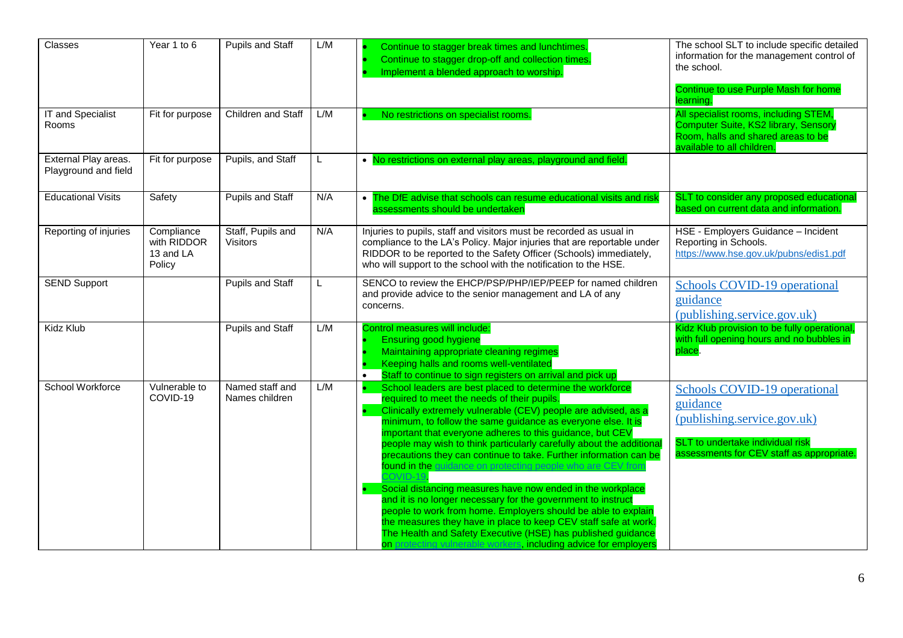| Classes | Year 1 to 6 | Pupils and Staff | L/M | • Continue to stagger break times and lunchtimes.<br>• Continue to stagger drop-off and collection times.<br>• Implement a blended approach to worship. | The school SLT to include specific detailed information for the management control of the school.<br><br>Continue to use Purple Mash for home learning. |
|---|---|---|---|---|---|
| IT and Specialist Rooms | Fit for purpose | Children and Staff | L/M | • No restrictions on specialist rooms. | All specialist rooms, including STEM, Computer Suite, KS2 library, Sensory Room, halls and shared areas to be available to all children. |
| External Play areas. Playground and field | Fit for purpose | Pupils, and Staff | L | • No restrictions on external play areas, playground and field. | |
| Educational Visits | Safety | Pupils and Staff | N/A | • The DfE advise that schools can resume educational visits and risk assessments should be undertaken | SLT to consider any proposed educational based on current data and information. |
| Reporting of injuries | Compliance with RIDDOR 13 and LA Policy | Staff, Pupils and Visitors | N/A | Injuries to pupils, staff and visitors must be recorded as usual in compliance to the LA's Policy. Major injuries that are reportable under RIDDOR to be reported to the Safety Officer (Schools) immediately, who will support to the school with the notification to the HSE. | HSE - Employers Guidance – Incident Reporting in Schools.<br>https://www.hse.gov.uk/pubns/edis1.pdf |
| SEND Support | | Pupils and Staff | L | SENCO to review the EHCP/PSP/PHP/IEP/PEEP for named children and provide advice to the senior management and LA of any concerns. | Schools COVID-19 operational guidance (publishing.service.gov.uk) |
| Kidz Klub | | Pupils and Staff | L/M | Control measures will include:<br>• Ensuring good hygiene<br>• Maintaining appropriate cleaning regimes<br>• Keeping halls and rooms well-ventilated<br>• Staff to continue to sign registers on arrival and pick up | Kidz Klub provision to be fully operational, with full opening hours and no bubbles in place. |
| School Workforce | Vulnerable to COVID-19 | Named staff and Names children | L/M | • School leaders are best placed to determine the workforce required to meet the needs of their pupils.<br>• Clinically extremely vulnerable (CEV) people are advised, as a minimum, to follow the same guidance as everyone else. It is important that everyone adheres to this guidance, but CEV people may wish to think particularly carefully about the additional precautions they can continue to take. Further information can be found in the guidance on protecting people who are CEV from COVID-19.<br>• Social distancing measures have now ended in the workplace and it is no longer necessary for the government to instruct people to work from home. Employers should be able to explain the measures they have in place to keep CEV staff safe at work. The Health and Safety Executive (HSE) has published guidance on protecting vulnerable workers, including advice for employers | Schools COVID-19 operational guidance (publishing.service.gov.uk)<br><br>SLT to undertake individual risk assessments for CEV staff as appropriate. |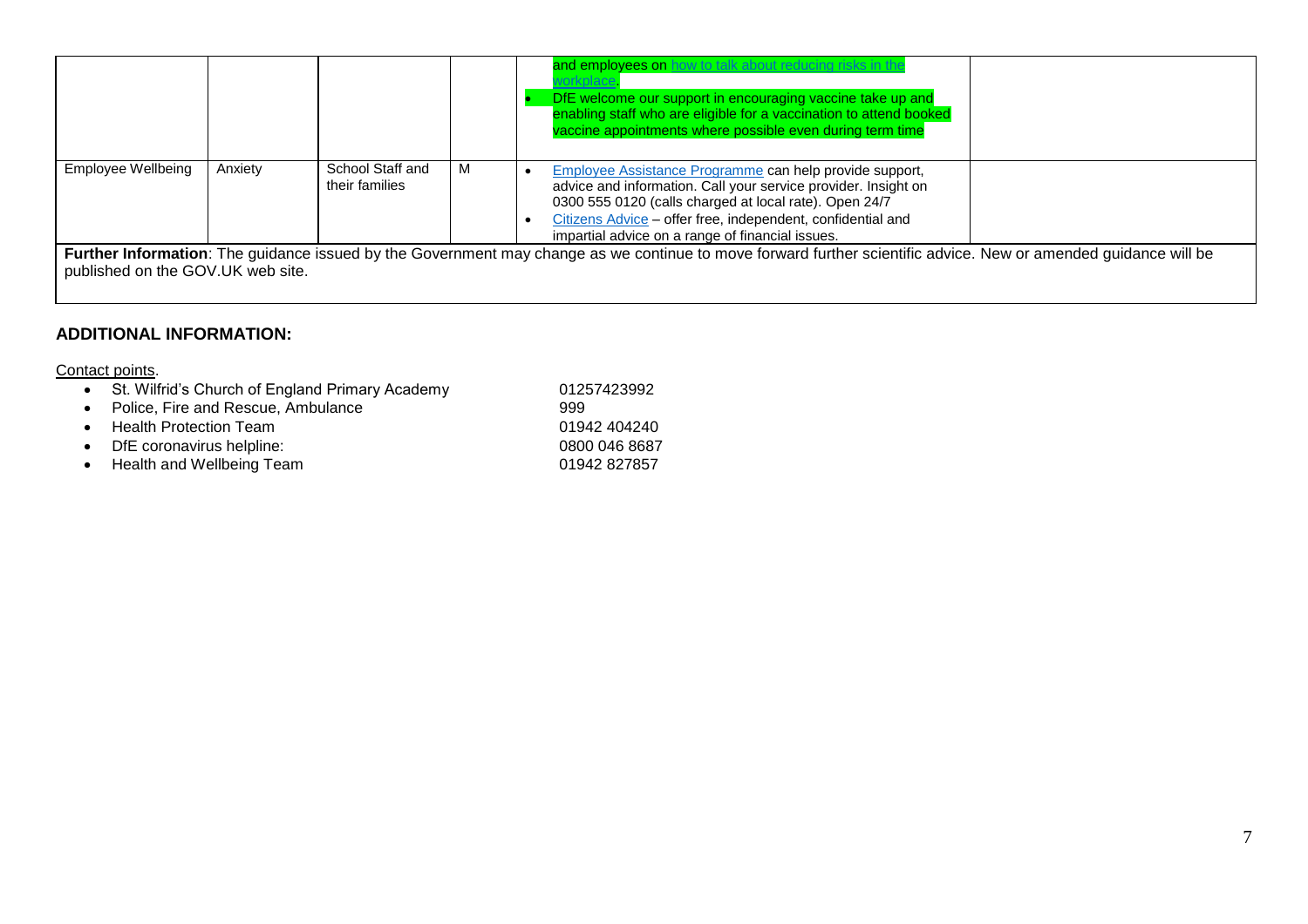| | | | | | |
|---|---|---|---|---|---|
| | | | | and employees on how to talk about reducing risks in the workplace.<br>• DfE welcome our support in encouraging vaccine take up and enabling staff who are eligible for a vaccination to attend booked vaccine appointments where possible even during term time | |
| Employee Wellbeing | Anxiety | School Staff and their families | M | • Employee Assistance Programme can help provide support, advice and information. Call your service provider. Insight on 0300 555 0120 (calls charged at local rate). Open 24/7<br>• Citizens Advice – offer free, independent, confidential and impartial advice on a range of financial issues. | |
| **Further Information**: The guidance issued by the Government may change as we continue to move forward further scientific advice. New or amended guidance will be published on the GOV.UK web site. | | | | | |

## ADDITIONAL INFORMATION:

Contact points.

- St. Wilfrid's Church of England Primary Academy 01257423992
- Police, Fire and Rescue, Ambulance 999
- Health Protection Team 01942 404240
- DfE coronavirus helpline: 0800 046 8687
- Health and Wellbeing Team 01942 827857